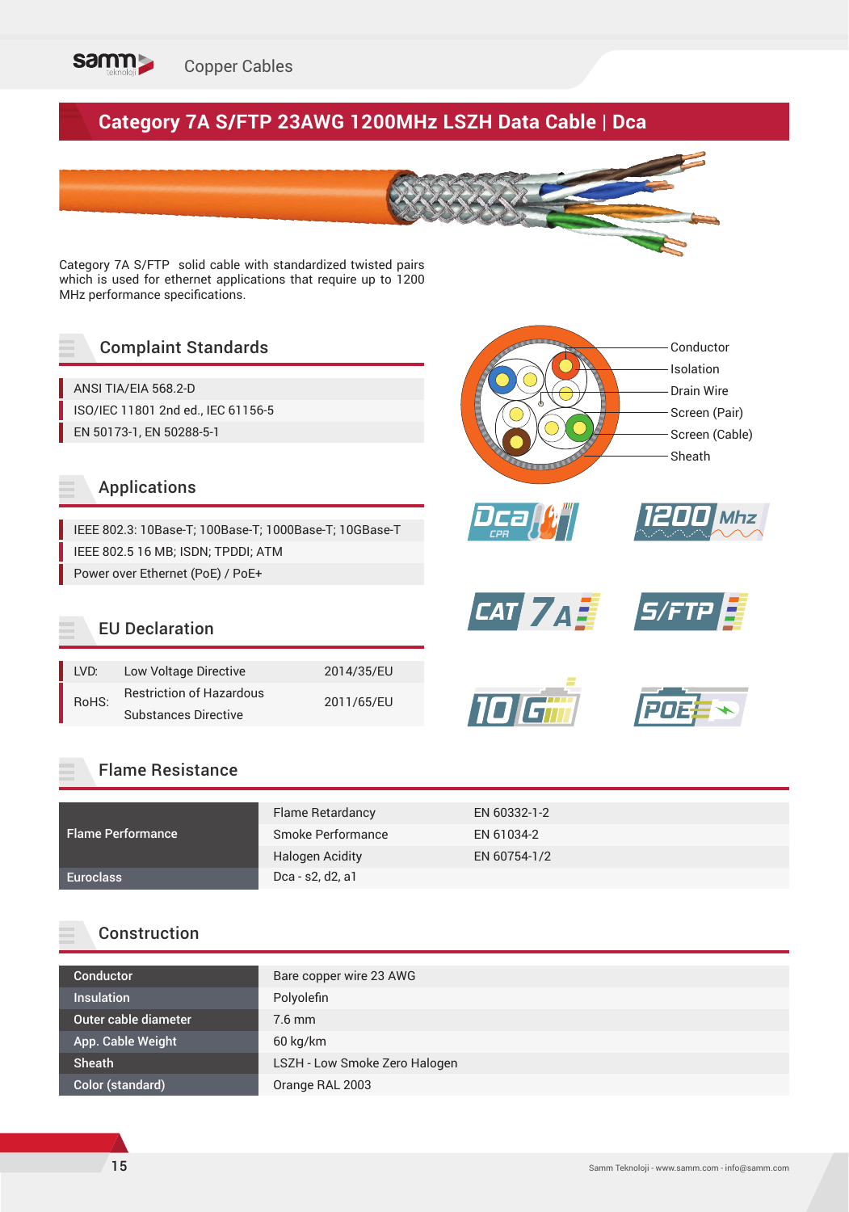# Category 7A S/FTP 23AWG 1200MHz LSZH Data Cable | Dca

Category 7A S/FTP solid cable with standardized twisted pairs which is used for ethernet applications that require up to 1200 MHz performance specifications.

## Complaint Standards

- ANSI TIA/EIA 568.2-D
- ISO/IEC 11801 2nd ed., IEC 61156-5
- EN 50173-1, EN 50288-5-1

## Applications

- IEEE 802.3: 10Base-T; 100Base-T; 1000Base-T; 10GBase-T
- IEEE 802.5 16 MB; ISDN; TPDDI; ATM
- Power over Ethernet (PoE) / PoE+

## EU Declaration

| | | |
|---|---|---|
| LVD: | Low Voltage Directive | 2014/35/EU |
| RoHS: | Restriction of Hazardous Substances Directive | 2011/65/EU |

Conductor
Isolation
Drain Wire
Screen (Pair)
Screen (Cable)
Sheath

## Flame Resistance

| | | |
|---|---|---|
| Flame Performance | Flame Retardancy | EN 60332-1-2 |
| | Smoke Performance | EN 61034-2 |
| | Halogen Acidity | EN 60754-1/2 |
| Euroclass | Dca - s2, d2, a1 | |

## Construction

| | |
|---|---|
| Conductor | Bare copper wire 23 AWG |
| Insulation | Polyolefin |
| Outer cable diameter | 7.6 mm |
| App. Cable Weight | 60 kg/km |
| Sheath | LSZH - Low Smoke Zero Halogen |
| Color (standard) | Orange RAL 2003 |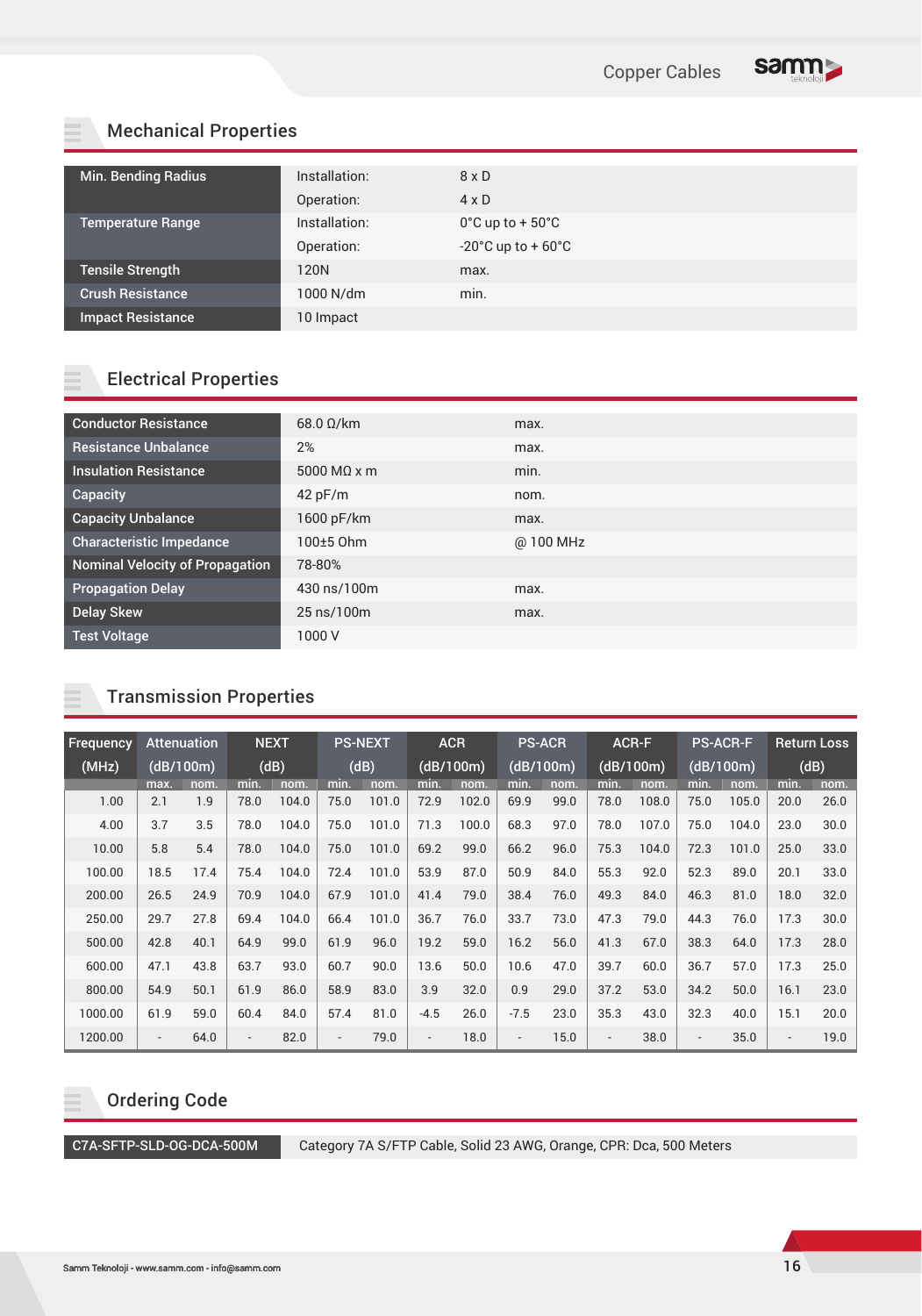## Mechanical Properties

| | | |
|---|---|---|
| Min. Bending Radius | Installation: | 8 x D |
| | Operation: | 4 x D |
| Temperature Range | Installation: | 0°C up to + 50°C |
| | Operation: | -20°C up to + 60°C |
| Tensile Strength | 120N | max. |
| Crush Resistance | 1000 N/dm | min. |
| Impact Resistance | 10 Impact | |

## Electrical Properties

| | | |
|---|---|---|
| Conductor Resistance | 68.0 Ω/km | max. |
| Resistance Unbalance | 2% | max. |
| Insulation Resistance | 5000 MΩ x m | min. |
| Capacity | 42 pF/m | nom. |
| Capacity Unbalance | 1600 pF/km | max. |
| Characteristic Impedance | 100±5 Ohm | @ 100 MHz |
| Nominal Velocity of Propagation | 78-80% | |
| Propagation Delay | 430 ns/100m | max. |
| Delay Skew | 25 ns/100m | max. |
| Test Voltage | 1000 V | |

## Transmission Properties

| Frequency (MHz) | Attenuation (dB/100m) | | NEXT (dB) | | PS-NEXT (dB) | | ACR (dB/100m) | | PS-ACR (dB/100m) | | ACR-F (dB/100m) | | PS-ACR-F (dB/100m) | | Return Loss (dB) | |
|---|---|---|---|---|---|---|---|---|---|---|---|---|---|---|---|---|
| | max. | nom. | min. | nom. | min. | nom. | min. | nom. | min. | nom. | min. | nom. | min. | nom. | min. | nom. |
| 1.00 | 2.1 | 1.9 | 78.0 | 104.0 | 75.0 | 101.0 | 72.9 | 102.0 | 69.9 | 99.0 | 78.0 | 108.0 | 75.0 | 105.0 | 20.0 | 26.0 |
| 4.00 | 3.7 | 3.5 | 78.0 | 104.0 | 75.0 | 101.0 | 71.3 | 100.0 | 68.3 | 97.0 | 78.0 | 107.0 | 75.0 | 104.0 | 23.0 | 30.0 |
| 10.00 | 5.8 | 5.4 | 78.0 | 104.0 | 75.0 | 101.0 | 69.2 | 99.0 | 66.2 | 96.0 | 75.3 | 104.0 | 72.3 | 101.0 | 25.0 | 33.0 |
| 100.00 | 18.5 | 17.4 | 75.4 | 104.0 | 72.4 | 101.0 | 53.9 | 87.0 | 50.9 | 84.0 | 55.3 | 92.0 | 52.3 | 89.0 | 20.1 | 33.0 |
| 200.00 | 26.5 | 24.9 | 70.9 | 104.0 | 67.9 | 101.0 | 41.4 | 79.0 | 38.4 | 76.0 | 49.3 | 84.0 | 46.3 | 81.0 | 18.0 | 32.0 |
| 250.00 | 29.7 | 27.8 | 69.4 | 104.0 | 66.4 | 101.0 | 36.7 | 76.0 | 33.7 | 73.0 | 47.3 | 79.0 | 44.3 | 76.0 | 17.3 | 30.0 |
| 500.00 | 42.8 | 40.1 | 64.9 | 99.0 | 61.9 | 96.0 | 19.2 | 59.0 | 16.2 | 56.0 | 41.3 | 67.0 | 38.3 | 64.0 | 17.3 | 28.0 |
| 600.00 | 47.1 | 43.8 | 63.7 | 93.0 | 60.7 | 90.0 | 13.6 | 50.0 | 10.6 | 47.0 | 39.7 | 60.0 | 36.7 | 57.0 | 17.3 | 25.0 |
| 800.00 | 54.9 | 50.1 | 61.9 | 86.0 | 58.9 | 83.0 | 3.9 | 32.0 | 0.9 | 29.0 | 37.2 | 53.0 | 34.2 | 50.0 | 16.1 | 23.0 |
| 1000.00 | 61.9 | 59.0 | 60.4 | 84.0 | 57.4 | 81.0 | -4.5 | 26.0 | -7.5 | 23.0 | 35.3 | 43.0 | 32.3 | 40.0 | 15.1 | 20.0 |
| 1200.00 | - | 64.0 | - | 82.0 | - | 79.0 | - | 18.0 | - | 15.0 | - | 38.0 | - | 35.0 | - | 19.0 |

## Ordering Code

| | |
|---|---|
| C7A-SFTP-SLD-OG-DCA-500M | Category 7A S/FTP Cable, Solid 23 AWG, Orange, CPR: Dca, 500 Meters |